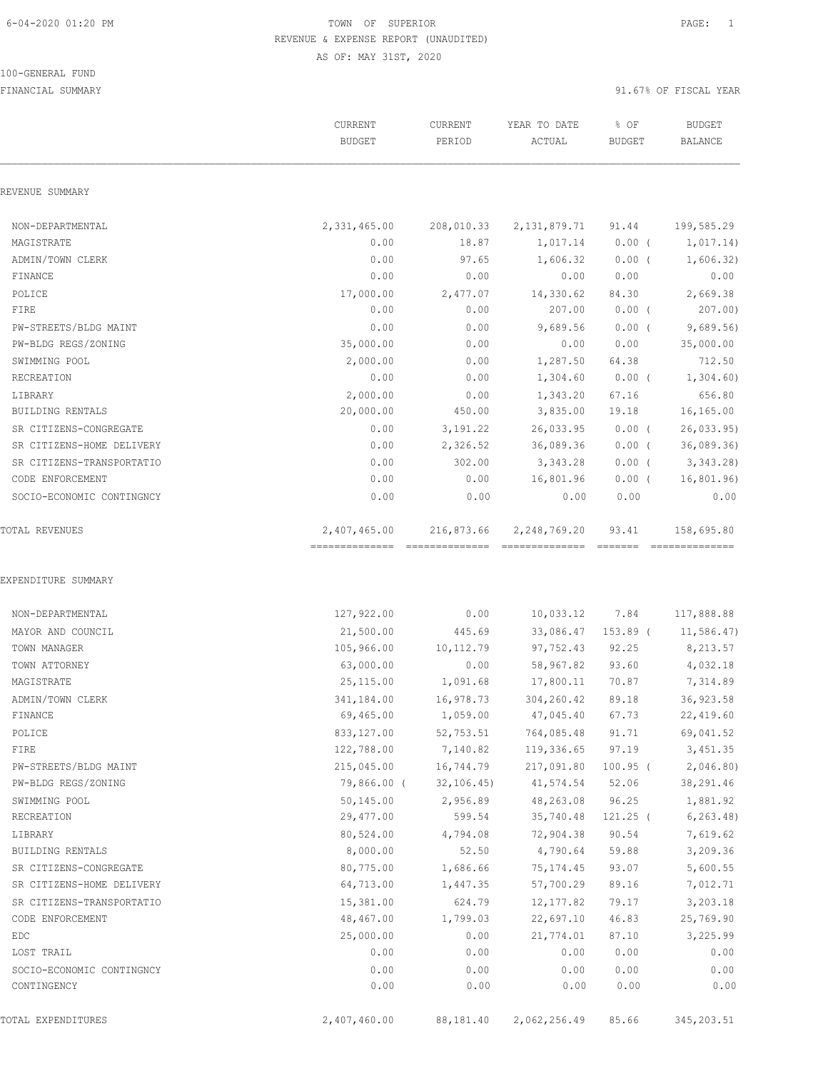6-04-2020 01:20 PM

# TOWN OF SUPERIOR

REVENUE & EXPENSE REPORT (UNAUDITED)

AS OF: MAY 31ST, 2020

100-GENERAL FUND

FINANCIAL SUMMARY

91.67% OF FISCAL YEAR

| | CURRENT BUDGET | CURRENT PERIOD | YEAR TO DATE ACTUAL | % OF BUDGET | BUDGET BALANCE |
|---|---|---|---|---|---|
| **REVENUE SUMMARY** | | | | | |
| NON-DEPARTMENTAL | 2,331,465.00 | 208,010.33 | 2,131,879.71 | 91.44 | 199,585.29 |
| MAGISTRATE | 0.00 | 18.87 | 1,017.14 | 0.00 ( | 1,017.14) |
| ADMIN/TOWN CLERK | 0.00 | 97.65 | 1,606.32 | 0.00 ( | 1,606.32) |
| FINANCE | 0.00 | 0.00 | 0.00 | 0.00 | 0.00 |
| POLICE | 17,000.00 | 2,477.07 | 14,330.62 | 84.30 | 2,669.38 |
| FIRE | 0.00 | 0.00 | 207.00 | 0.00 ( | 207.00) |
| PW-STREETS/BLDG MAINT | 0.00 | 0.00 | 9,689.56 | 0.00 ( | 9,689.56) |
| PW-BLDG REGS/ZONING | 35,000.00 | 0.00 | 0.00 | 0.00 | 35,000.00 |
| SWIMMING POOL | 2,000.00 | 0.00 | 1,287.50 | 64.38 | 712.50 |
| RECREATION | 0.00 | 0.00 | 1,304.60 | 0.00 ( | 1,304.60) |
| LIBRARY | 2,000.00 | 0.00 | 1,343.20 | 67.16 | 656.80 |
| BUILDING RENTALS | 20,000.00 | 450.00 | 3,835.00 | 19.18 | 16,165.00 |
| SR CITIZENS-CONGREGATE | 0.00 | 3,191.22 | 26,033.95 | 0.00 ( | 26,033.95) |
| SR CITIZENS-HOME DELIVERY | 0.00 | 2,326.52 | 36,089.36 | 0.00 ( | 36,089.36) |
| SR CITIZENS-TRANSPORTATIO | 0.00 | 302.00 | 3,343.28 | 0.00 ( | 3,343.28) |
| CODE ENFORCEMENT | 0.00 | 0.00 | 16,801.96 | 0.00 ( | 16,801.96) |
| SOCIO-ECONOMIC CONTINGNCY | 0.00 | 0.00 | 0.00 | 0.00 | 0.00 |
| TOTAL REVENUES | 2,407,465.00 | 216,873.66 | 2,248,769.20 | 93.41 | 158,695.80 |
| **EXPENDITURE SUMMARY** | | | | | |
| NON-DEPARTMENTAL | 127,922.00 | 0.00 | 10,033.12 | 7.84 | 117,888.88 |
| MAYOR AND COUNCIL | 21,500.00 | 445.69 | 33,086.47 | 153.89 ( | 11,586.47) |
| TOWN MANAGER | 105,966.00 | 10,112.79 | 97,752.43 | 92.25 | 8,213.57 |
| TOWN ATTORNEY | 63,000.00 | 0.00 | 58,967.82 | 93.60 | 4,032.18 |
| MAGISTRATE | 25,115.00 | 1,091.68 | 17,800.11 | 70.87 | 7,314.89 |
| ADMIN/TOWN CLERK | 341,184.00 | 16,978.73 | 304,260.42 | 89.18 | 36,923.58 |
| FINANCE | 69,465.00 | 1,059.00 | 47,045.40 | 67.73 | 22,419.60 |
| POLICE | 833,127.00 | 52,753.51 | 764,085.48 | 91.71 | 69,041.52 |
| FIRE | 122,788.00 | 7,140.82 | 119,336.65 | 97.19 | 3,451.35 |
| PW-STREETS/BLDG MAINT | 215,045.00 | 16,744.79 | 217,091.80 | 100.95 ( | 2,046.80) |
| PW-BLDG REGS/ZONING | 79,866.00 ( | 32,106.45) | 41,574.54 | 52.06 | 38,291.46 |
| SWIMMING POOL | 50,145.00 | 2,956.89 | 48,263.08 | 96.25 | 1,881.92 |
| RECREATION | 29,477.00 | 599.54 | 35,740.48 | 121.25 ( | 6,263.48) |
| LIBRARY | 80,524.00 | 4,794.08 | 72,904.38 | 90.54 | 7,619.62 |
| BUILDING RENTALS | 8,000.00 | 52.50 | 4,790.64 | 59.88 | 3,209.36 |
| SR CITIZENS-CONGREGATE | 80,775.00 | 1,686.66 | 75,174.45 | 93.07 | 5,600.55 |
| SR CITIZENS-HOME DELIVERY | 64,713.00 | 1,447.35 | 57,700.29 | 89.16 | 7,012.71 |
| SR CITIZENS-TRANSPORTATIO | 15,381.00 | 624.79 | 12,177.82 | 79.17 | 3,203.18 |
| CODE ENFORCEMENT | 48,467.00 | 1,799.03 | 22,697.10 | 46.83 | 25,769.90 |
| EDC | 25,000.00 | 0.00 | 21,774.01 | 87.10 | 3,225.99 |
| LOST TRAIL | 0.00 | 0.00 | 0.00 | 0.00 | 0.00 |
| SOCIO-ECONOMIC CONTINGNCY | 0.00 | 0.00 | 0.00 | 0.00 | 0.00 |
| CONTINGENCY | 0.00 | 0.00 | 0.00 | 0.00 | 0.00 |
| TOTAL EXPENDITURES | 2,407,460.00 | 88,181.40 | 2,062,256.49 | 85.66 | 345,203.51 |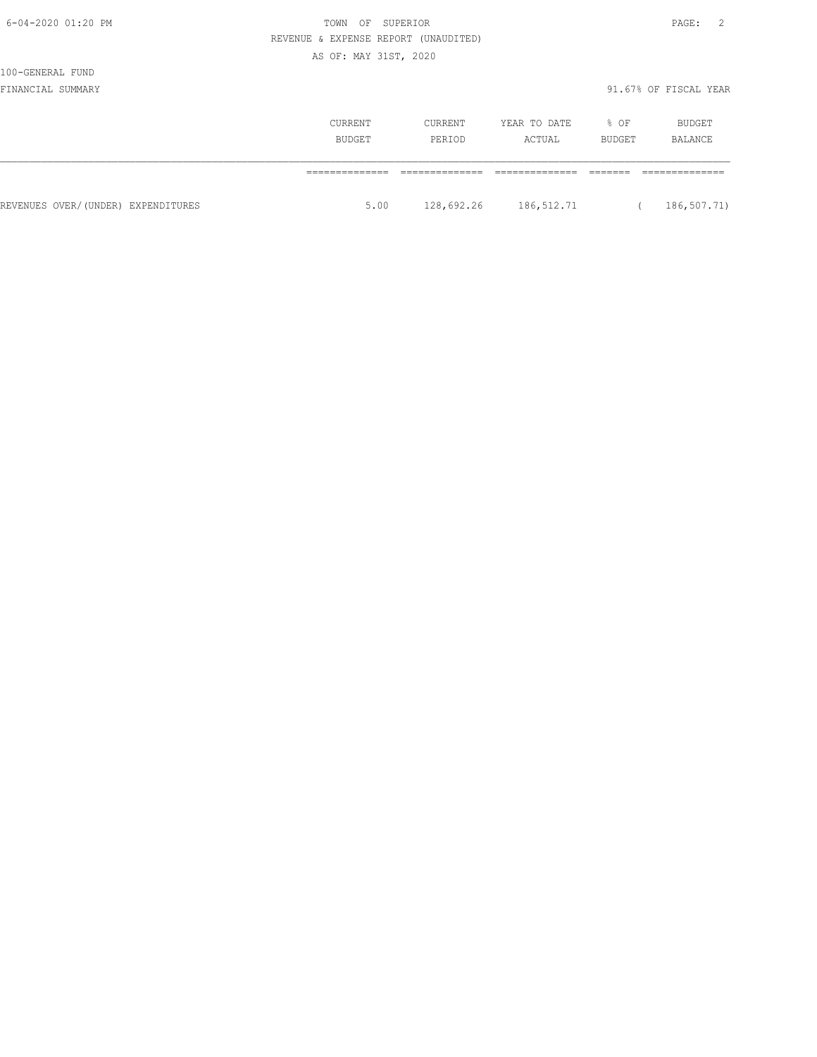100-GENERAL FUND

FINANCIAL SUMMARY

91.67% OF FISCAL YEAR

| | CURRENT BUDGET | CURRENT PERIOD | YEAR TO DATE ACTUAL | % OF BUDGET | BUDGET BALANCE |
|---|---|---|---|---|---|
| REVENUES OVER/(UNDER) EXPENDITURES | 5.00 | 128,692.26 | 186,512.71 | | ( 186,507.71) |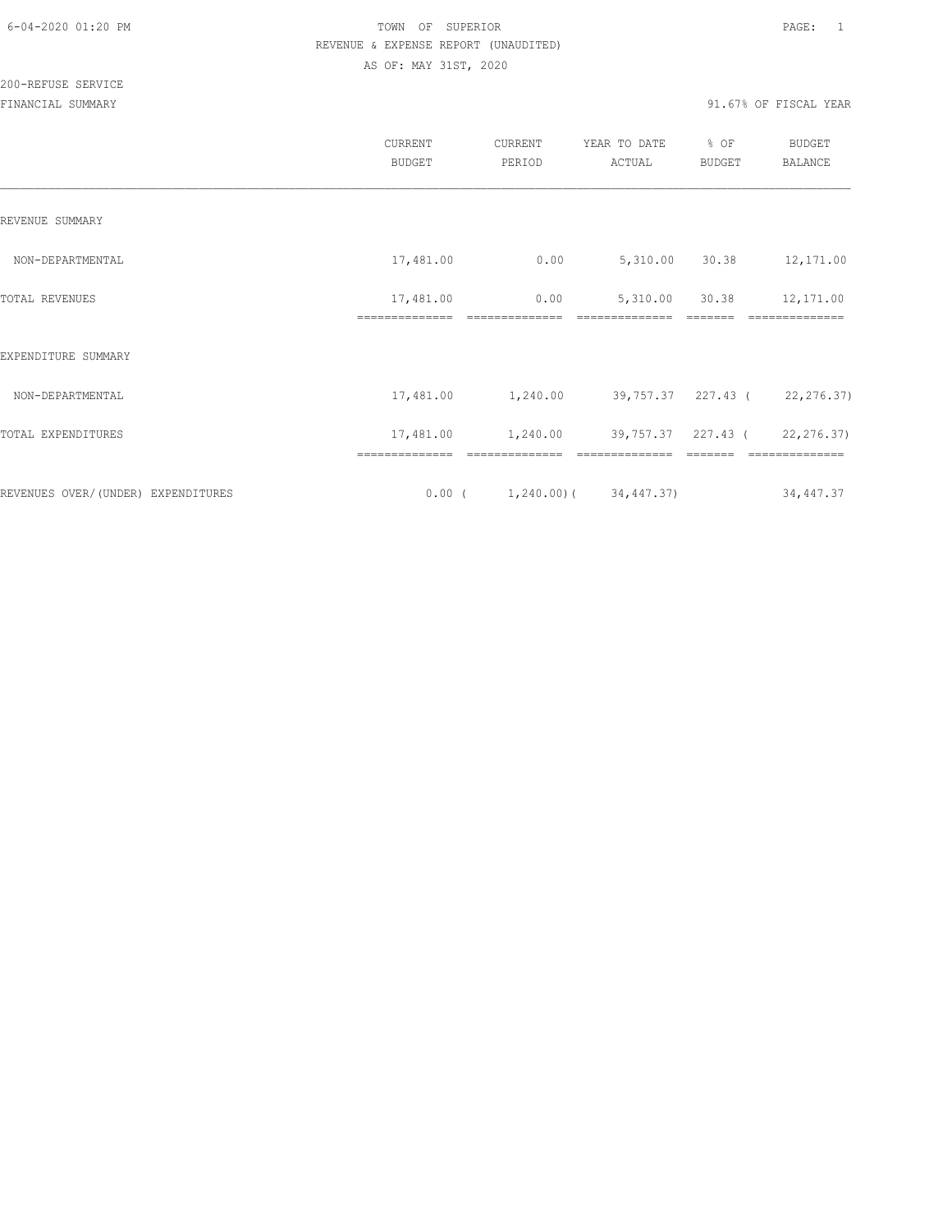TOWN OF SUPERIOR
REVENUE & EXPENSE REPORT (UNAUDITED)
AS OF: MAY 31ST, 2020

200-REFUSE SERVICE
FINANCIAL SUMMARY

91.67% OF FISCAL YEAR

| | CURRENT BUDGET | CURRENT PERIOD | YEAR TO DATE ACTUAL | % OF BUDGET | BUDGET BALANCE |
|---|---|---|---|---|---|
| REVENUE SUMMARY | | | | | |
| NON-DEPARTMENTAL | 17,481.00 | 0.00 | 5,310.00 | 30.38 | 12,171.00 |
| TOTAL REVENUES | 17,481.00 | 0.00 | 5,310.00 | 30.38 | 12,171.00 |
| EXPENDITURE SUMMARY | | | | | |
| NON-DEPARTMENTAL | 17,481.00 | 1,240.00 | 39,757.37 | 227.43 | ( 22,276.37) |
| TOTAL EXPENDITURES | 17,481.00 | 1,240.00 | 39,757.37 | 227.43 | ( 22,276.37) |
| REVENUES OVER/(UNDER) EXPENDITURES | 0.00 | ( 1,240.00) | ( 34,447.37) | | 34,447.37 |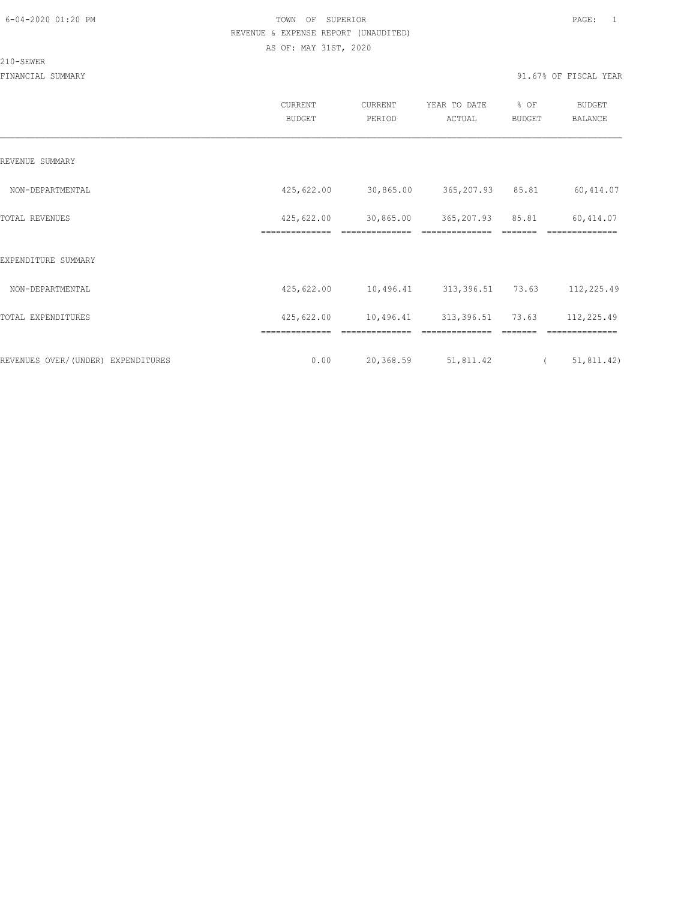TOWN OF SUPERIOR
REVENUE & EXPENSE REPORT (UNAUDITED)
AS OF: MAY 31ST, 2020

210-SEWER

FINANCIAL SUMMARY — 91.67% OF FISCAL YEAR

| | CURRENT BUDGET | CURRENT PERIOD | YEAR TO DATE ACTUAL | % OF BUDGET | BUDGET BALANCE |
|---|---|---|---|---|---|
| REVENUE SUMMARY | | | | | |
| NON-DEPARTMENTAL | 425,622.00 | 30,865.00 | 365,207.93 | 85.81 | 60,414.07 |
| TOTAL REVENUES | 425,622.00 | 30,865.00 | 365,207.93 | 85.81 | 60,414.07 |
| EXPENDITURE SUMMARY | | | | | |
| NON-DEPARTMENTAL | 425,622.00 | 10,496.41 | 313,396.51 | 73.63 | 112,225.49 |
| TOTAL EXPENDITURES | 425,622.00 | 10,496.41 | 313,396.51 | 73.63 | 112,225.49 |
| REVENUES OVER/(UNDER) EXPENDITURES | 0.00 | 20,368.59 | 51,811.42 | | ( 51,811.42) |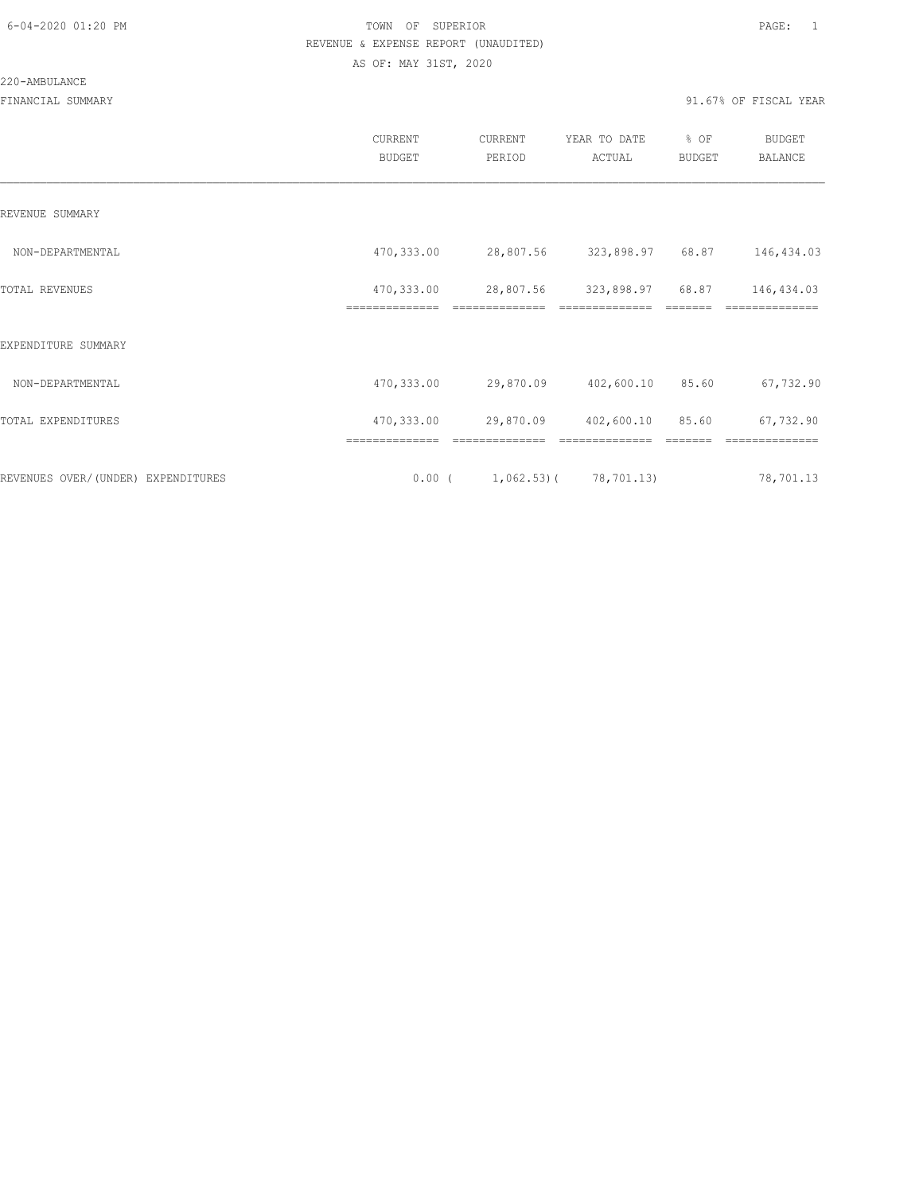# TOWN OF SUPERIOR

## REVENUE & EXPENSE REPORT (UNAUDITED)

AS OF: MAY 31ST, 2020

220-AMBULANCE

FINANCIAL SUMMARY — 91.67% OF FISCAL YEAR

| | CURRENT BUDGET | CURRENT PERIOD | YEAR TO DATE ACTUAL | % OF BUDGET | BUDGET BALANCE |
|---|---|---|---|---|---|
| REVENUE SUMMARY | | | | | |
| NON-DEPARTMENTAL | 470,333.00 | 28,807.56 | 323,898.97 | 68.87 | 146,434.03 |
| TOTAL REVENUES | 470,333.00 | 28,807.56 | 323,898.97 | 68.87 | 146,434.03 |
| EXPENDITURE SUMMARY | | | | | |
| NON-DEPARTMENTAL | 470,333.00 | 29,870.09 | 402,600.10 | 85.60 | 67,732.90 |
| TOTAL EXPENDITURES | 470,333.00 | 29,870.09 | 402,600.10 | 85.60 | 67,732.90 |
| REVENUES OVER/(UNDER) EXPENDITURES | 0.00 | ( 1,062.53) | ( 78,701.13) | | 78,701.13 |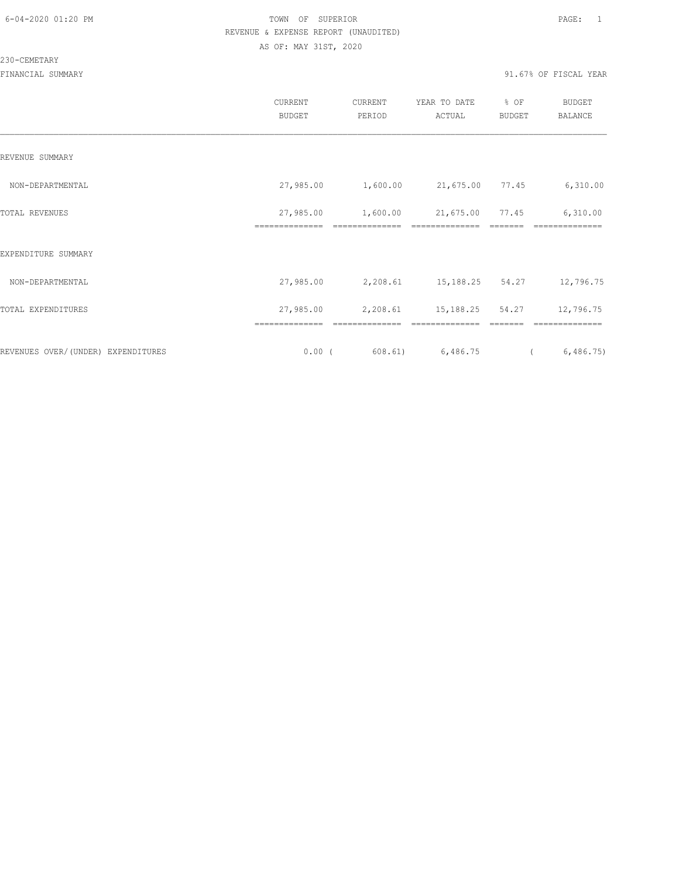TOWN OF SUPERIOR
REVENUE & EXPENSE REPORT (UNAUDITED)
AS OF: MAY 31ST, 2020

230-CEMETARY

FINANCIAL SUMMARY

91.67% OF FISCAL YEAR

| | CURRENT BUDGET | CURRENT PERIOD | YEAR TO DATE ACTUAL | % OF BUDGET | BUDGET BALANCE |
|---|---|---|---|---|---|
| REVENUE SUMMARY | | | | | |
| NON-DEPARTMENTAL | 27,985.00 | 1,600.00 | 21,675.00 | 77.45 | 6,310.00 |
| TOTAL REVENUES | 27,985.00 | 1,600.00 | 21,675.00 | 77.45 | 6,310.00 |
| EXPENDITURE SUMMARY | | | | | |
| NON-DEPARTMENTAL | 27,985.00 | 2,208.61 | 15,188.25 | 54.27 | 12,796.75 |
| TOTAL EXPENDITURES | 27,985.00 | 2,208.61 | 15,188.25 | 54.27 | 12,796.75 |
| REVENUES OVER/(UNDER) EXPENDITURES | 0.00 | ( 608.61) | 6,486.75 | | ( 6,486.75) |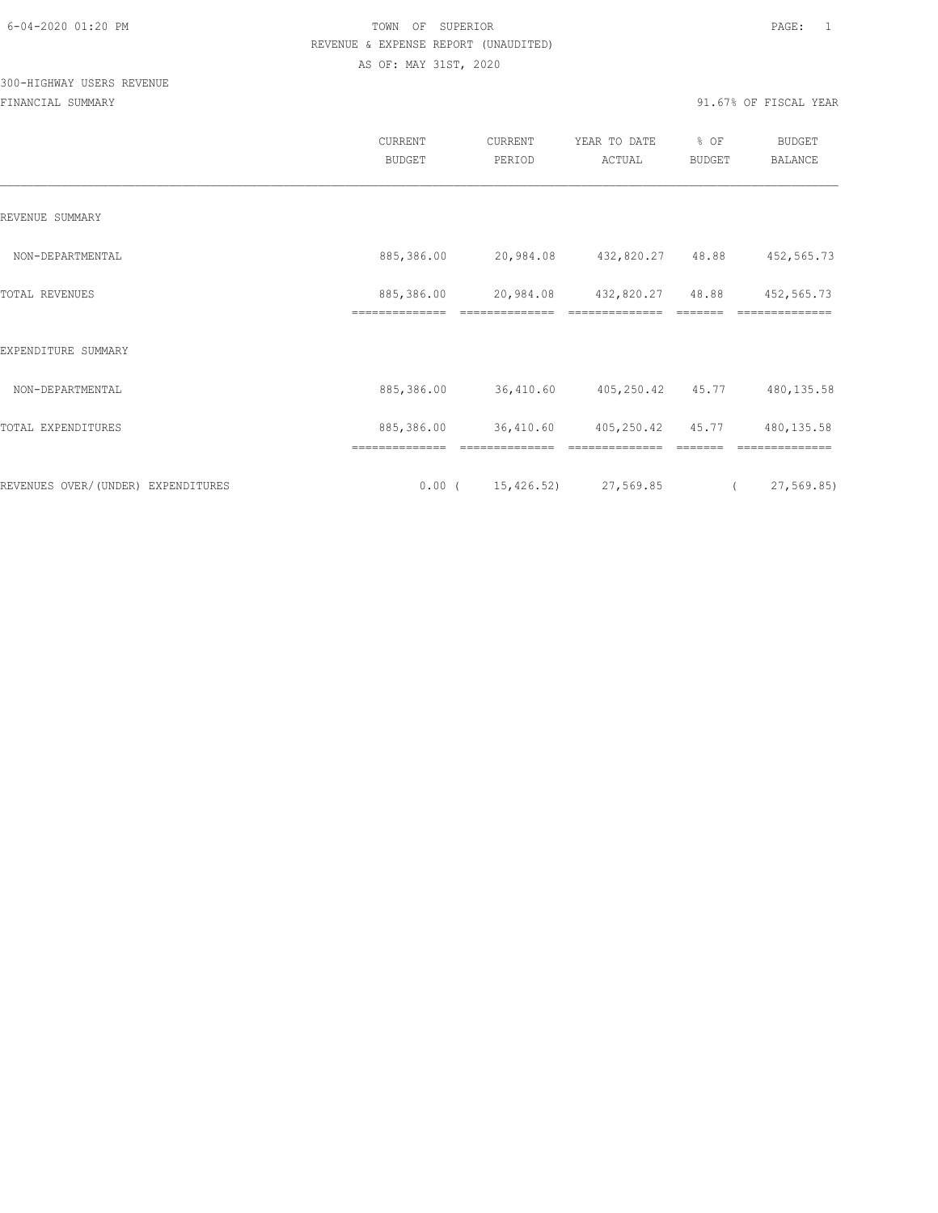6-04-2020 01:20 PM

# TOWN OF SUPERIOR

REVENUE & EXPENSE REPORT (UNAUDITED)

AS OF: MAY 31ST, 2020

300-HIGHWAY USERS REVENUE

FINANCIAL SUMMARY

91.67% OF FISCAL YEAR

| | CURRENT BUDGET | CURRENT PERIOD | YEAR TO DATE ACTUAL | % OF BUDGET | BUDGET BALANCE |
|---|---|---|---|---|---|
| **REVENUE SUMMARY** | | | | | |
| NON-DEPARTMENTAL | 885,386.00 | 20,984.08 | 432,820.27 | 48.88 | 452,565.73 |
| TOTAL REVENUES | 885,386.00 | 20,984.08 | 432,820.27 | 48.88 | 452,565.73 |
| **EXPENDITURE SUMMARY** | | | | | |
| NON-DEPARTMENTAL | 885,386.00 | 36,410.60 | 405,250.42 | 45.77 | 480,135.58 |
| TOTAL EXPENDITURES | 885,386.00 | 36,410.60 | 405,250.42 | 45.77 | 480,135.58 |
| REVENUES OVER/(UNDER) EXPENDITURES | 0.00 | ( 15,426.52) | 27,569.85 | | ( 27,569.85) |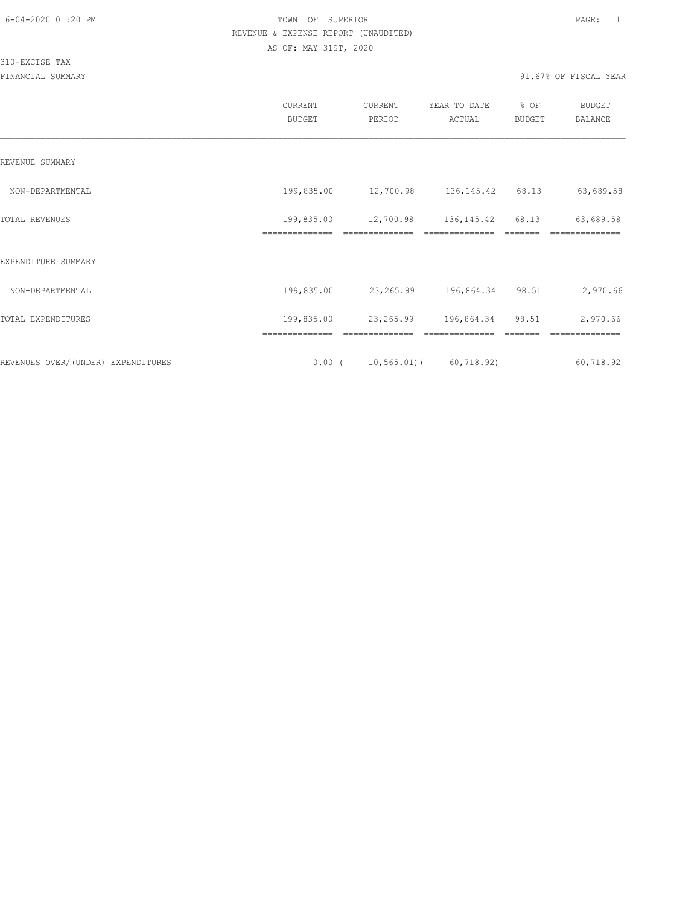6-04-2020 01:20 PM

# TOWN OF SUPERIOR

## REVENUE & EXPENSE REPORT (UNAUDITED)

AS OF: MAY 31ST, 2020

310-EXCISE TAX

FINANCIAL SUMMARY

91.67% OF FISCAL YEAR

| | CURRENT BUDGET | CURRENT PERIOD | YEAR TO DATE ACTUAL | % OF BUDGET | BUDGET BALANCE |
|---|---|---|---|---|---|
| REVENUE SUMMARY | | | | | |
| NON-DEPARTMENTAL | 199,835.00 | 12,700.98 | 136,145.42 | 68.13 | 63,689.58 |
| TOTAL REVENUES | 199,835.00 | 12,700.98 | 136,145.42 | 68.13 | 63,689.58 |
| EXPENDITURE SUMMARY | | | | | |
| NON-DEPARTMENTAL | 199,835.00 | 23,265.99 | 196,864.34 | 98.51 | 2,970.66 |
| TOTAL EXPENDITURES | 199,835.00 | 23,265.99 | 196,864.34 | 98.51 | 2,970.66 |
| REVENUES OVER/(UNDER) EXPENDITURES | 0.00 | ( 10,565.01) | ( 60,718.92) | | 60,718.92 |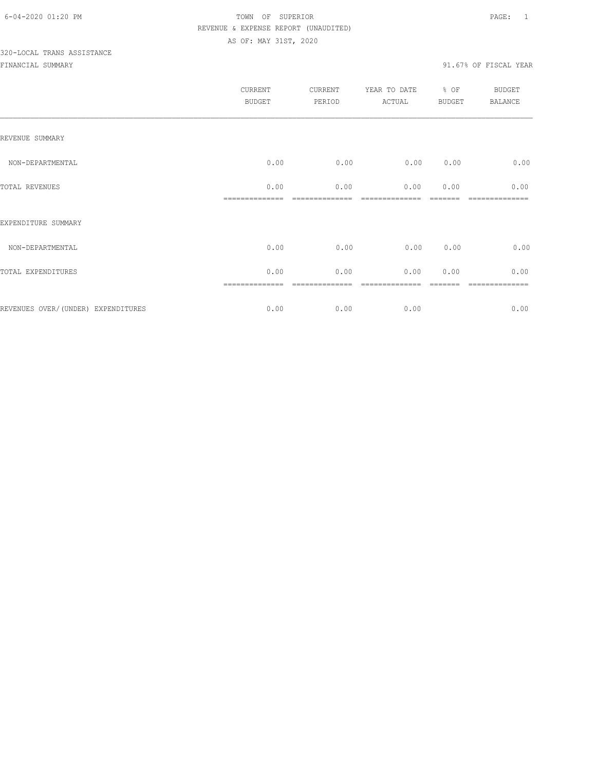6-04-2020 01:20 PM

TOWN OF SUPERIOR

REVENUE & EXPENSE REPORT (UNAUDITED)

AS OF: MAY 31ST, 2020

320-LOCAL TRANS ASSISTANCE

FINANCIAL SUMMARY

91.67% OF FISCAL YEAR

| | CURRENT BUDGET | CURRENT PERIOD | YEAR TO DATE ACTUAL | % OF BUDGET | BUDGET BALANCE |
|---|---|---|---|---|---|
| REVENUE SUMMARY | | | | | |
| NON-DEPARTMENTAL | 0.00 | 0.00 | 0.00 | 0.00 | 0.00 |
| TOTAL REVENUES | 0.00 | 0.00 | 0.00 | 0.00 | 0.00 |
| EXPENDITURE SUMMARY | | | | | |
| NON-DEPARTMENTAL | 0.00 | 0.00 | 0.00 | 0.00 | 0.00 |
| TOTAL EXPENDITURES | 0.00 | 0.00 | 0.00 | 0.00 | 0.00 |
| REVENUES OVER/(UNDER) EXPENDITURES | 0.00 | 0.00 | 0.00 | | 0.00 |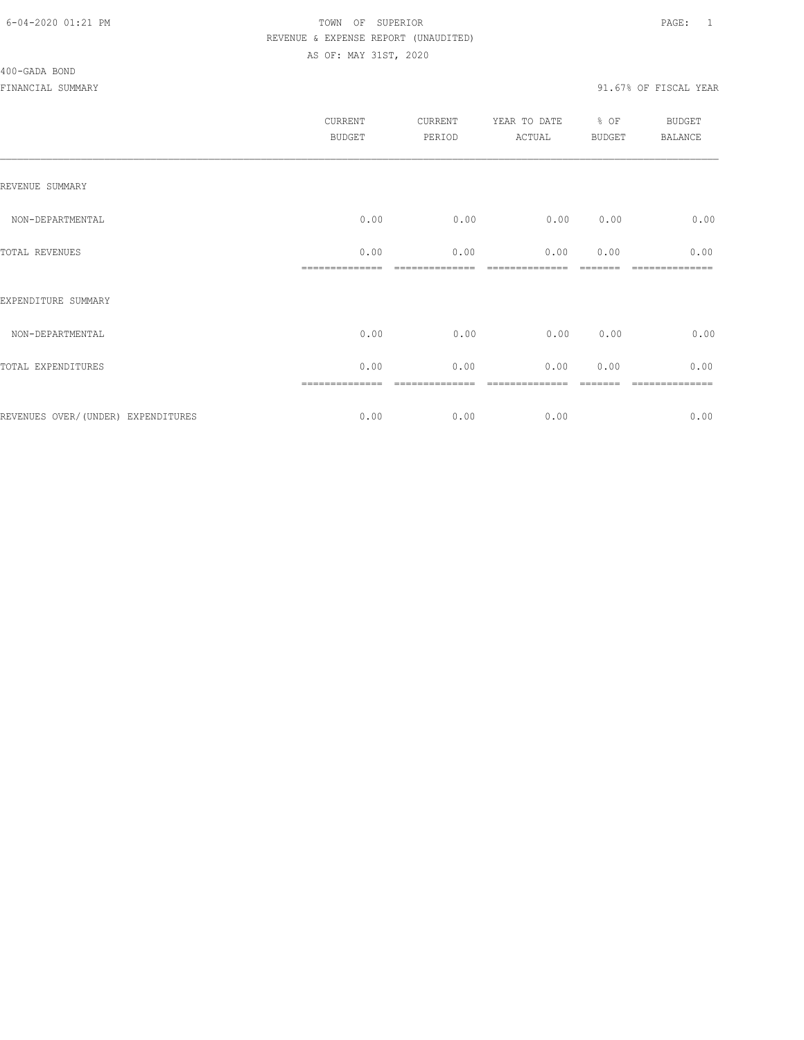6-04-2020 01:21 PM TOWN OF SUPERIOR

REVENUE & EXPENSE REPORT (UNAUDITED)

AS OF: MAY 31ST, 2020

400-GADA BOND

FINANCIAL SUMMARY 91.67% OF FISCAL YEAR

| | CURRENT BUDGET | CURRENT PERIOD | YEAR TO DATE ACTUAL | % OF BUDGET | BUDGET BALANCE |
|---|---|---|---|---|---|
| REVENUE SUMMARY | | | | | |
| NON-DEPARTMENTAL | 0.00 | 0.00 | 0.00 | 0.00 | 0.00 |
| TOTAL REVENUES | 0.00 | 0.00 | 0.00 | 0.00 | 0.00 |
| EXPENDITURE SUMMARY | | | | | |
| NON-DEPARTMENTAL | 0.00 | 0.00 | 0.00 | 0.00 | 0.00 |
| TOTAL EXPENDITURES | 0.00 | 0.00 | 0.00 | 0.00 | 0.00 |
| REVENUES OVER/(UNDER) EXPENDITURES | 0.00 | 0.00 | 0.00 | | 0.00 |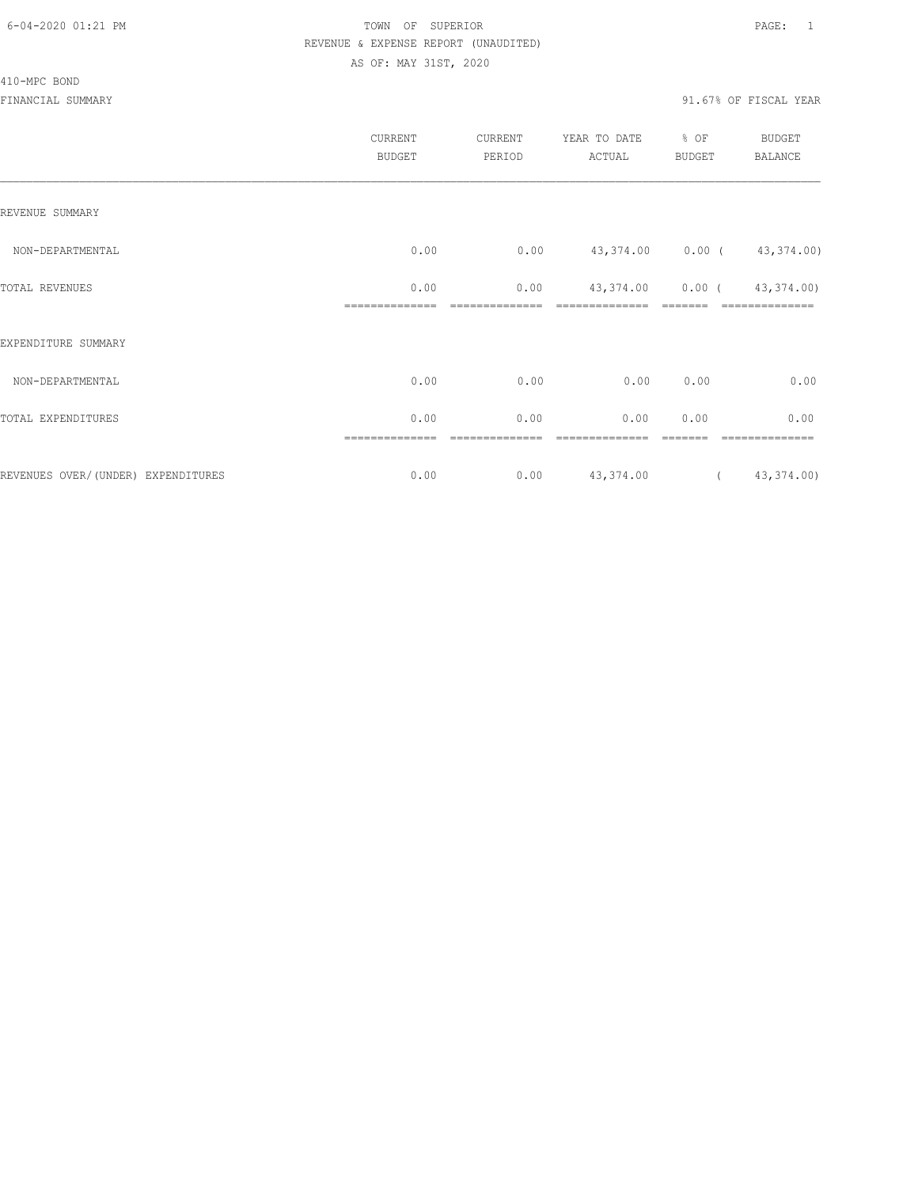6-04-2020 01:21 PM TOWN OF SUPERIOR PAGE: 1

REVENUE & EXPENSE REPORT (UNAUDITED)

AS OF: MAY 31ST, 2020

410-MPC BOND

FINANCIAL SUMMARY 91.67% OF FISCAL YEAR

| | CURRENT BUDGET | CURRENT PERIOD | YEAR TO DATE ACTUAL | % OF BUDGET | BUDGET BALANCE |
|---|---|---|---|---|---|
| REVENUE SUMMARY | | | | | |
| NON-DEPARTMENTAL | 0.00 | 0.00 | 43,374.00 | 0.00 | ( 43,374.00) |
| TOTAL REVENUES | 0.00 | 0.00 | 43,374.00 | 0.00 | ( 43,374.00) |
| EXPENDITURE SUMMARY | | | | | |
| NON-DEPARTMENTAL | 0.00 | 0.00 | 0.00 | 0.00 | 0.00 |
| TOTAL EXPENDITURES | 0.00 | 0.00 | 0.00 | 0.00 | 0.00 |
| REVENUES OVER/(UNDER) EXPENDITURES | 0.00 | 0.00 | 43,374.00 | | ( 43,374.00) |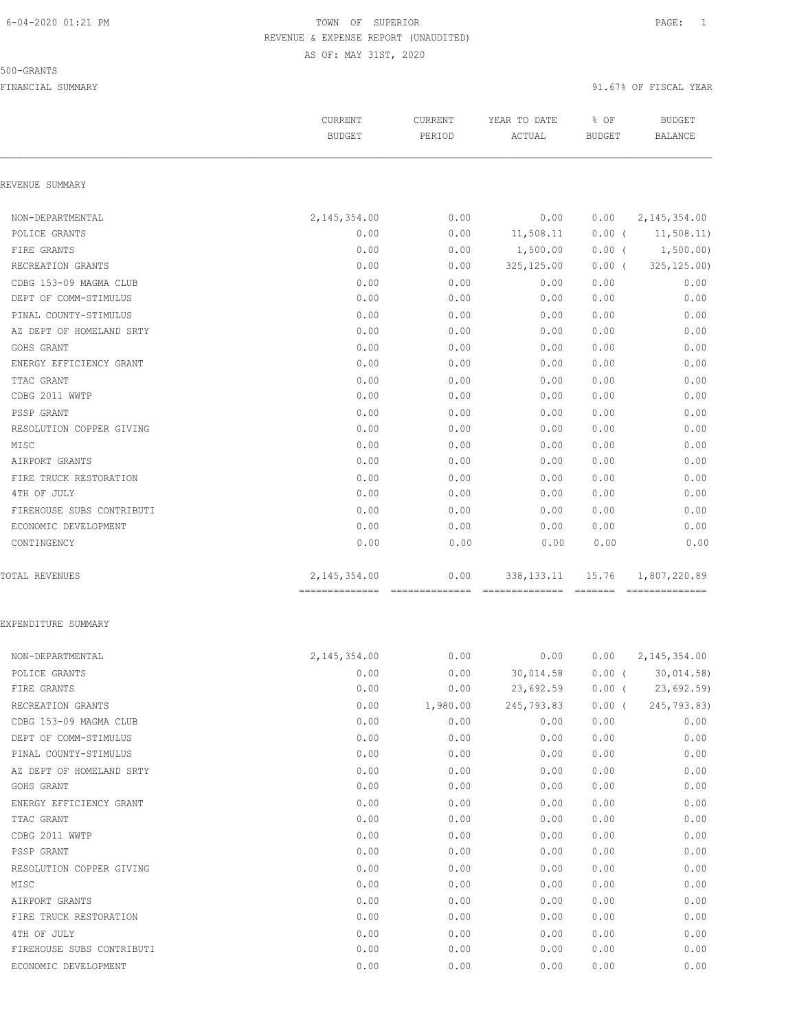TOWN OF SUPERIOR

REVENUE & EXPENSE REPORT (UNAUDITED)

AS OF: MAY 31ST, 2020

500-GRANTS

FINANCIAL SUMMARY — 91.67% OF FISCAL YEAR

| | CURRENT BUDGET | CURRENT PERIOD | YEAR TO DATE ACTUAL | % OF BUDGET | BUDGET BALANCE |
|---|---|---|---|---|---|
| **REVENUE SUMMARY** | | | | | |
| NON-DEPARTMENTAL | 2,145,354.00 | 0.00 | 0.00 | 0.00 | 2,145,354.00 |
| POLICE GRANTS | 0.00 | 0.00 | 11,508.11 | 0.00 | ( 11,508.11) |
| FIRE GRANTS | 0.00 | 0.00 | 1,500.00 | 0.00 | ( 1,500.00) |
| RECREATION GRANTS | 0.00 | 0.00 | 325,125.00 | 0.00 | ( 325,125.00) |
| CDBG 153-09 MAGMA CLUB | 0.00 | 0.00 | 0.00 | 0.00 | 0.00 |
| DEPT OF COMM-STIMULUS | 0.00 | 0.00 | 0.00 | 0.00 | 0.00 |
| PINAL COUNTY-STIMULUS | 0.00 | 0.00 | 0.00 | 0.00 | 0.00 |
| AZ DEPT OF HOMELAND SRTY | 0.00 | 0.00 | 0.00 | 0.00 | 0.00 |
| GOHS GRANT | 0.00 | 0.00 | 0.00 | 0.00 | 0.00 |
| ENERGY EFFICIENCY GRANT | 0.00 | 0.00 | 0.00 | 0.00 | 0.00 |
| TTAC GRANT | 0.00 | 0.00 | 0.00 | 0.00 | 0.00 |
| CDBG 2011 WWTP | 0.00 | 0.00 | 0.00 | 0.00 | 0.00 |
| PSSP GRANT | 0.00 | 0.00 | 0.00 | 0.00 | 0.00 |
| RESOLUTION COPPER GIVING | 0.00 | 0.00 | 0.00 | 0.00 | 0.00 |
| MISC | 0.00 | 0.00 | 0.00 | 0.00 | 0.00 |
| AIRPORT GRANTS | 0.00 | 0.00 | 0.00 | 0.00 | 0.00 |
| FIRE TRUCK RESTORATION | 0.00 | 0.00 | 0.00 | 0.00 | 0.00 |
| 4TH OF JULY | 0.00 | 0.00 | 0.00 | 0.00 | 0.00 |
| FIREHOUSE SUBS CONTRIBUTI | 0.00 | 0.00 | 0.00 | 0.00 | 0.00 |
| ECONOMIC DEVELOPMENT | 0.00 | 0.00 | 0.00 | 0.00 | 0.00 |
| CONTINGENCY | 0.00 | 0.00 | 0.00 | 0.00 | 0.00 |
| TOTAL REVENUES | 2,145,354.00 | 0.00 | 338,133.11 | 15.76 | 1,807,220.89 |
| **EXPENDITURE SUMMARY** | | | | | |
| NON-DEPARTMENTAL | 2,145,354.00 | 0.00 | 0.00 | 0.00 | 2,145,354.00 |
| POLICE GRANTS | 0.00 | 0.00 | 30,014.58 | 0.00 | ( 30,014.58) |
| FIRE GRANTS | 0.00 | 0.00 | 23,692.59 | 0.00 | ( 23,692.59) |
| RECREATION GRANTS | 0.00 | 1,980.00 | 245,793.83 | 0.00 | ( 245,793.83) |
| CDBG 153-09 MAGMA CLUB | 0.00 | 0.00 | 0.00 | 0.00 | 0.00 |
| DEPT OF COMM-STIMULUS | 0.00 | 0.00 | 0.00 | 0.00 | 0.00 |
| PINAL COUNTY-STIMULUS | 0.00 | 0.00 | 0.00 | 0.00 | 0.00 |
| AZ DEPT OF HOMELAND SRTY | 0.00 | 0.00 | 0.00 | 0.00 | 0.00 |
| GOHS GRANT | 0.00 | 0.00 | 0.00 | 0.00 | 0.00 |
| ENERGY EFFICIENCY GRANT | 0.00 | 0.00 | 0.00 | 0.00 | 0.00 |
| TTAC GRANT | 0.00 | 0.00 | 0.00 | 0.00 | 0.00 |
| CDBG 2011 WWTP | 0.00 | 0.00 | 0.00 | 0.00 | 0.00 |
| PSSP GRANT | 0.00 | 0.00 | 0.00 | 0.00 | 0.00 |
| RESOLUTION COPPER GIVING | 0.00 | 0.00 | 0.00 | 0.00 | 0.00 |
| MISC | 0.00 | 0.00 | 0.00 | 0.00 | 0.00 |
| AIRPORT GRANTS | 0.00 | 0.00 | 0.00 | 0.00 | 0.00 |
| FIRE TRUCK RESTORATION | 0.00 | 0.00 | 0.00 | 0.00 | 0.00 |
| 4TH OF JULY | 0.00 | 0.00 | 0.00 | 0.00 | 0.00 |
| FIREHOUSE SUBS CONTRIBUTI | 0.00 | 0.00 | 0.00 | 0.00 | 0.00 |
| ECONOMIC DEVELOPMENT | 0.00 | 0.00 | 0.00 | 0.00 | 0.00 |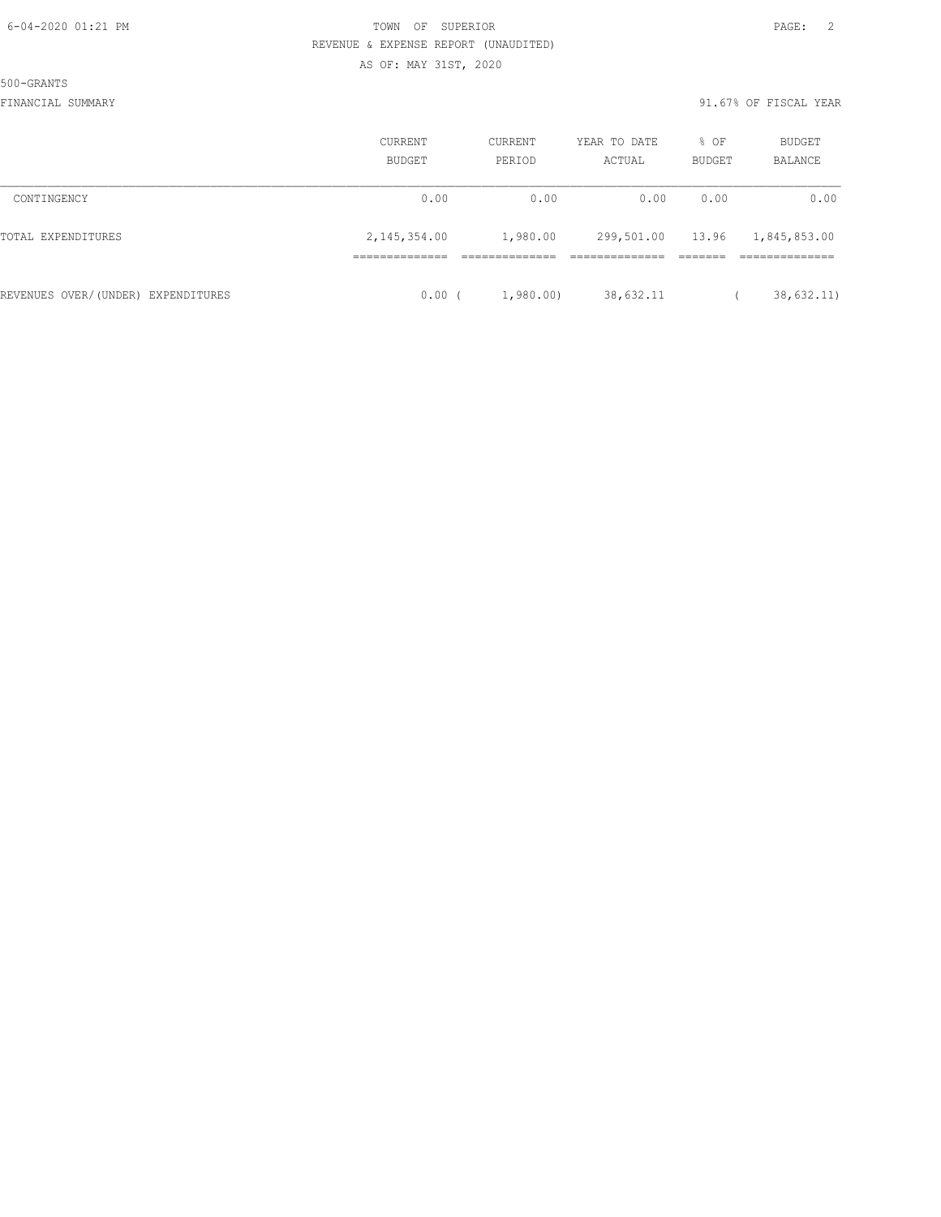REVENUE & EXPENSE REPORT (UNAUDITED)

AS OF: MAY 31ST, 2020

500-GRANTS

FINANCIAL SUMMARY 91.67% OF FISCAL YEAR

| | CURRENT BUDGET | CURRENT PERIOD | YEAR TO DATE ACTUAL | % OF BUDGET | BUDGET BALANCE |
|---|---|---|---|---|---|
| CONTINGENCY | 0.00 | 0.00 | 0.00 | 0.00 | 0.00 |
| TOTAL EXPENDITURES | 2,145,354.00 | 1,980.00 | 299,501.00 | 13.96 | 1,845,853.00 |
| REVENUES OVER/(UNDER) EXPENDITURES | 0.00 | ( 1,980.00) | 38,632.11 | | ( 38,632.11) |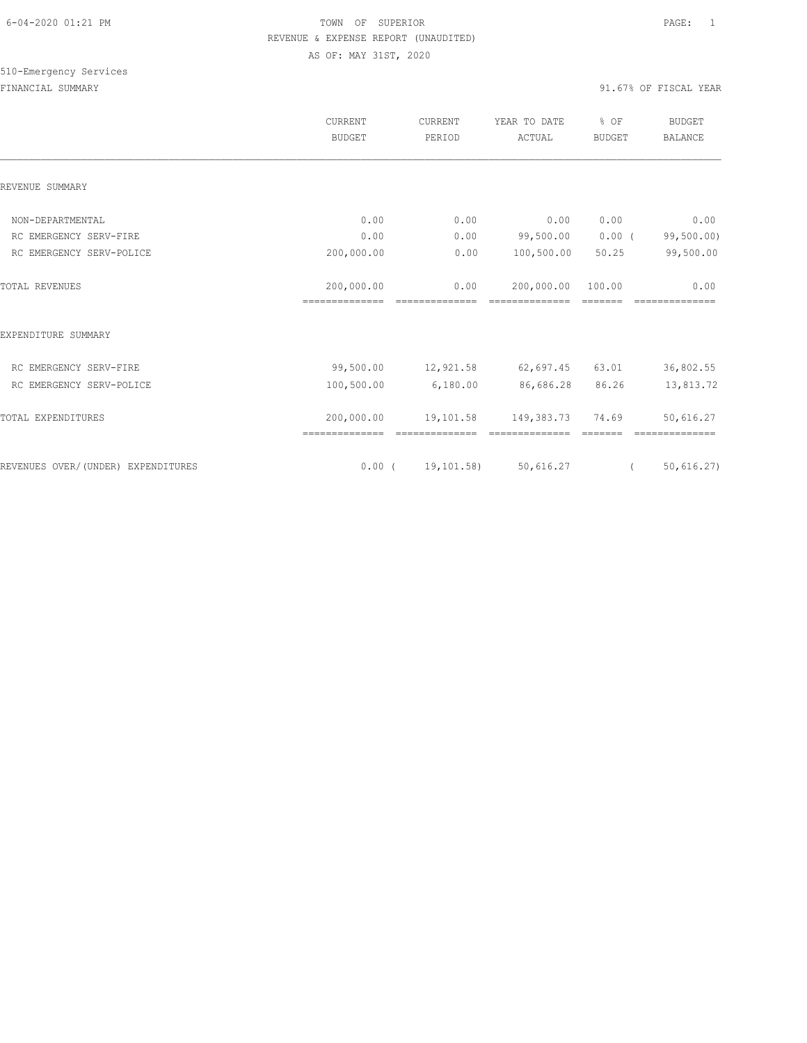TOWN OF SUPERIOR
REVENUE & EXPENSE REPORT (UNAUDITED)
AS OF: MAY 31ST, 2020

510-Emergency Services

FINANCIAL SUMMARY

91.67% OF FISCAL YEAR

| | CURRENT BUDGET | CURRENT PERIOD | YEAR TO DATE ACTUAL | % OF BUDGET | BUDGET BALANCE |
|---|---|---|---|---|---|
| REVENUE SUMMARY | | | | | |
| NON-DEPARTMENTAL | 0.00 | 0.00 | 0.00 | 0.00 | 0.00 |
| RC EMERGENCY SERV-FIRE | 0.00 | 0.00 | 99,500.00 | 0.00 | ( 99,500.00) |
| RC EMERGENCY SERV-POLICE | 200,000.00 | 0.00 | 100,500.00 | 50.25 | 99,500.00 |
| TOTAL REVENUES | 200,000.00 | 0.00 | 200,000.00 | 100.00 | 0.00 |
| EXPENDITURE SUMMARY | | | | | |
| RC EMERGENCY SERV-FIRE | 99,500.00 | 12,921.58 | 62,697.45 | 63.01 | 36,802.55 |
| RC EMERGENCY SERV-POLICE | 100,500.00 | 6,180.00 | 86,686.28 | 86.26 | 13,813.72 |
| TOTAL EXPENDITURES | 200,000.00 | 19,101.58 | 149,383.73 | 74.69 | 50,616.27 |
| REVENUES OVER/(UNDER) EXPENDITURES | 0.00 | ( 19,101.58) | 50,616.27 | | ( 50,616.27) |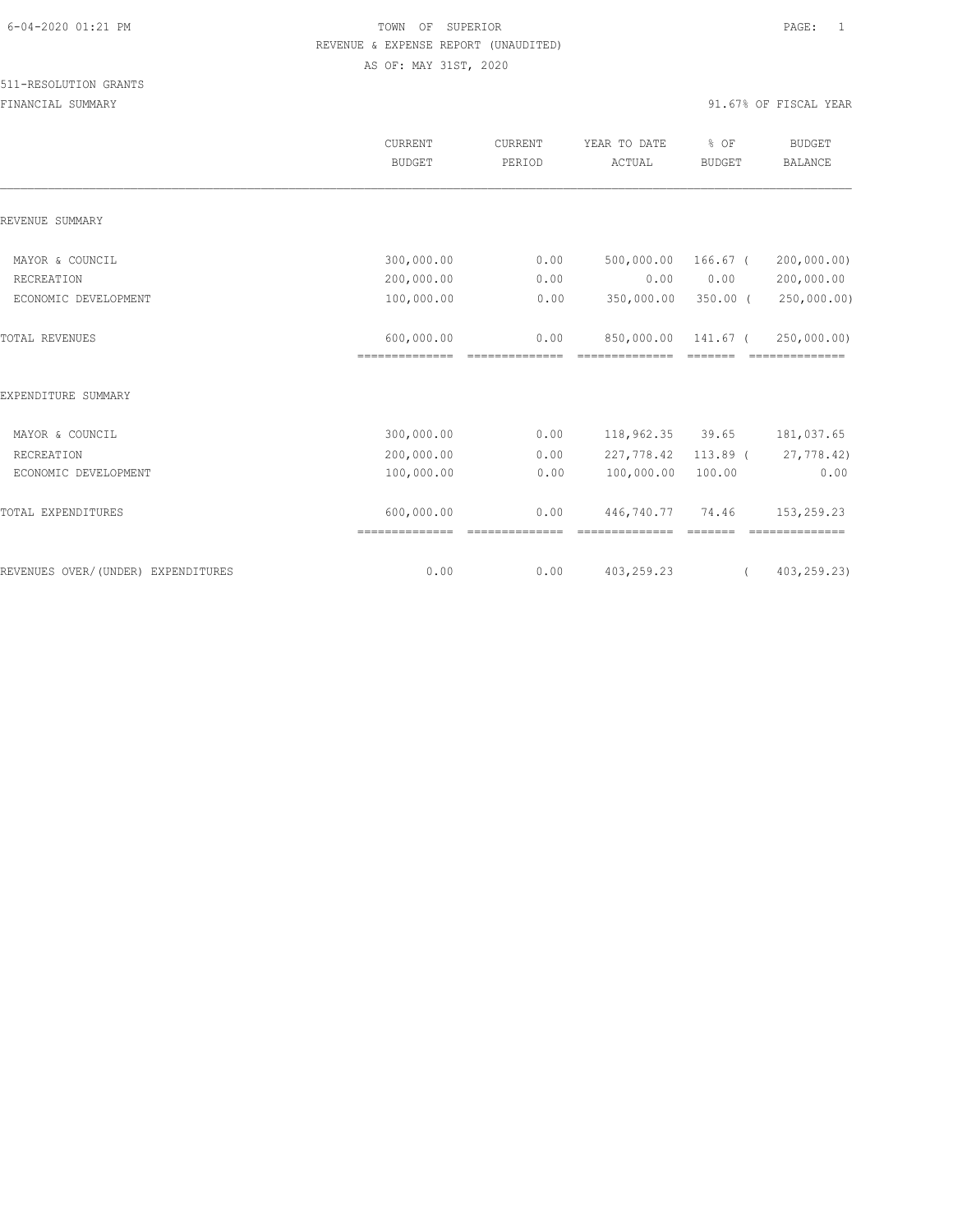TOWN OF SUPERIOR
REVENUE & EXPENSE REPORT (UNAUDITED)
AS OF: MAY 31ST, 2020

511-RESOLUTION GRANTS
FINANCIAL SUMMARY

91.67% OF FISCAL YEAR

| | CURRENT BUDGET | CURRENT PERIOD | YEAR TO DATE ACTUAL | % OF BUDGET | BUDGET BALANCE |
|---|---|---|---|---|---|
| REVENUE SUMMARY | | | | | |
| MAYOR & COUNCIL | 300,000.00 | 0.00 | 500,000.00 | 166.67 | ( 200,000.00) |
| RECREATION | 200,000.00 | 0.00 | 0.00 | 0.00 | 200,000.00 |
| ECONOMIC DEVELOPMENT | 100,000.00 | 0.00 | 350,000.00 | 350.00 | ( 250,000.00) |
| TOTAL REVENUES | 600,000.00 | 0.00 | 850,000.00 | 141.67 | ( 250,000.00) |
| EXPENDITURE SUMMARY | | | | | |
| MAYOR & COUNCIL | 300,000.00 | 0.00 | 118,962.35 | 39.65 | 181,037.65 |
| RECREATION | 200,000.00 | 0.00 | 227,778.42 | 113.89 | ( 27,778.42) |
| ECONOMIC DEVELOPMENT | 100,000.00 | 0.00 | 100,000.00 | 100.00 | 0.00 |
| TOTAL EXPENDITURES | 600,000.00 | 0.00 | 446,740.77 | 74.46 | 153,259.23 |
| REVENUES OVER/(UNDER) EXPENDITURES | 0.00 | 0.00 | 403,259.23 | | ( 403,259.23) |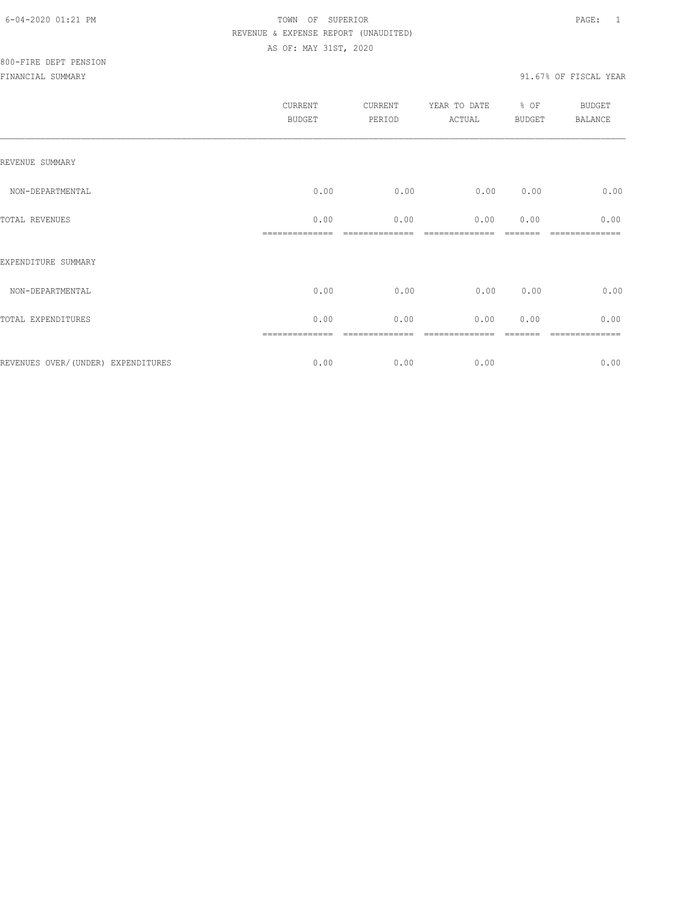TOWN OF SUPERIOR
REVENUE & EXPENSE REPORT (UNAUDITED)
AS OF: MAY 31ST, 2020

800-FIRE DEPT PENSION

FINANCIAL SUMMARY 91.67% OF FISCAL YEAR

| | CURRENT BUDGET | CURRENT PERIOD | YEAR TO DATE ACTUAL | % OF BUDGET | BUDGET BALANCE |
|---|---|---|---|---|---|
| REVENUE SUMMARY | | | | | |
| NON-DEPARTMENTAL | 0.00 | 0.00 | 0.00 | 0.00 | 0.00 |
| TOTAL REVENUES | 0.00 | 0.00 | 0.00 | 0.00 | 0.00 |
| EXPENDITURE SUMMARY | | | | | |
| NON-DEPARTMENTAL | 0.00 | 0.00 | 0.00 | 0.00 | 0.00 |
| TOTAL EXPENDITURES | 0.00 | 0.00 | 0.00 | 0.00 | 0.00 |
| REVENUES OVER/(UNDER) EXPENDITURES | 0.00 | 0.00 | 0.00 | | 0.00 |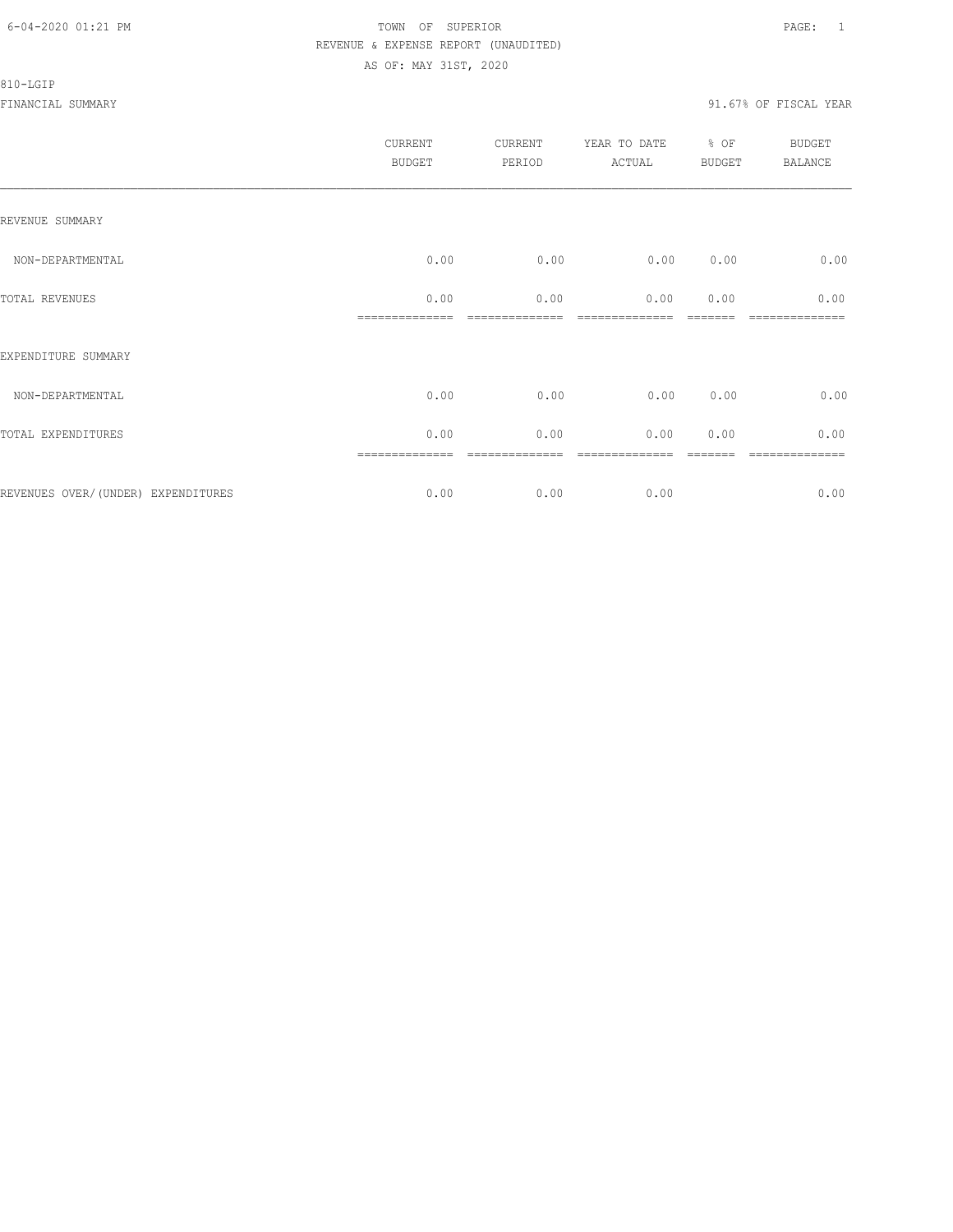TOWN OF SUPERIOR
REVENUE & EXPENSE REPORT (UNAUDITED)
AS OF: MAY 31ST, 2020

810-LGIP

FINANCIAL SUMMARY

91.67% OF FISCAL YEAR

| | CURRENT BUDGET | CURRENT PERIOD | YEAR TO DATE ACTUAL | % OF BUDGET | BUDGET BALANCE |
|---|---|---|---|---|---|
| REVENUE SUMMARY | | | | | |
| NON-DEPARTMENTAL | 0.00 | 0.00 | 0.00 | 0.00 | 0.00 |
| TOTAL REVENUES | 0.00 | 0.00 | 0.00 | 0.00 | 0.00 |
| EXPENDITURE SUMMARY | | | | | |
| NON-DEPARTMENTAL | 0.00 | 0.00 | 0.00 | 0.00 | 0.00 |
| TOTAL EXPENDITURES | 0.00 | 0.00 | 0.00 | 0.00 | 0.00 |
| REVENUES OVER/(UNDER) EXPENDITURES | 0.00 | 0.00 | 0.00 | | 0.00 |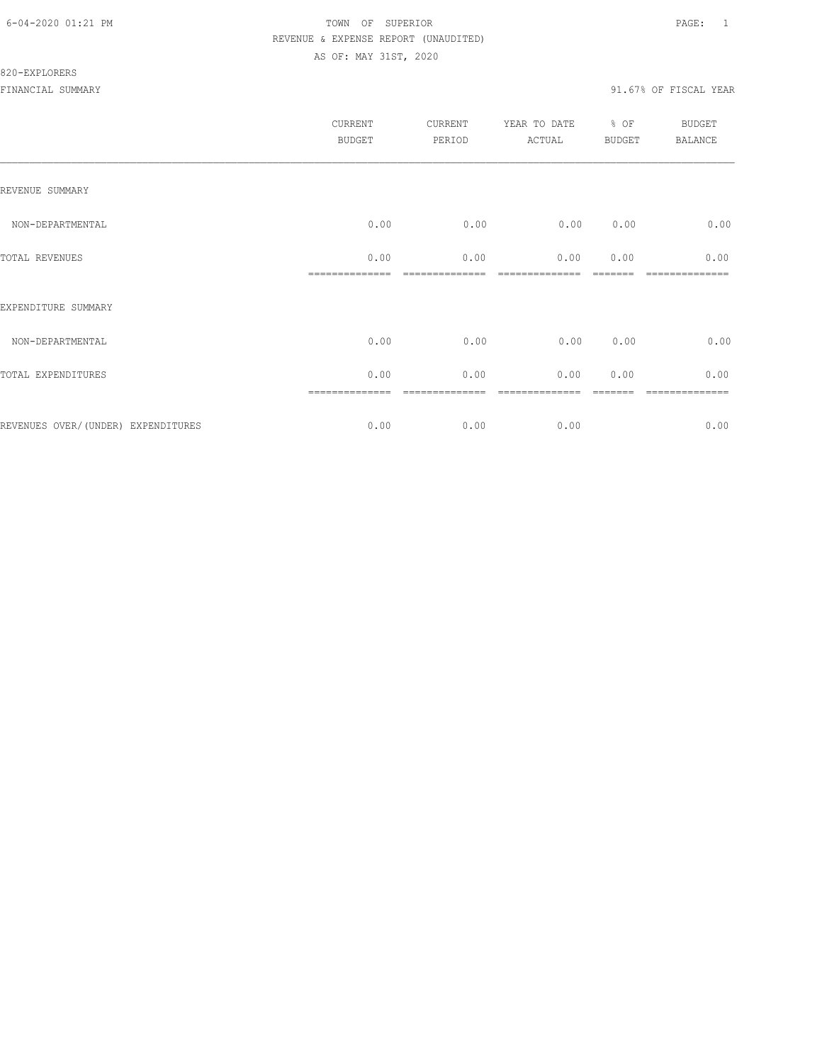TOWN OF SUPERIOR
REVENUE & EXPENSE REPORT (UNAUDITED)
AS OF: MAY 31ST, 2020

820-EXPLORERS

FINANCIAL SUMMARY 91.67% OF FISCAL YEAR

| | CURRENT BUDGET | CURRENT PERIOD | YEAR TO DATE ACTUAL | % OF BUDGET | BUDGET BALANCE |
|---|---|---|---|---|---|
| REVENUE SUMMARY | | | | | |
| NON-DEPARTMENTAL | 0.00 | 0.00 | 0.00 | 0.00 | 0.00 |
| TOTAL REVENUES | 0.00 | 0.00 | 0.00 | 0.00 | 0.00 |
| EXPENDITURE SUMMARY | | | | | |
| NON-DEPARTMENTAL | 0.00 | 0.00 | 0.00 | 0.00 | 0.00 |
| TOTAL EXPENDITURES | 0.00 | 0.00 | 0.00 | 0.00 | 0.00 |
| REVENUES OVER/(UNDER) EXPENDITURES | 0.00 | 0.00 | 0.00 | | 0.00 |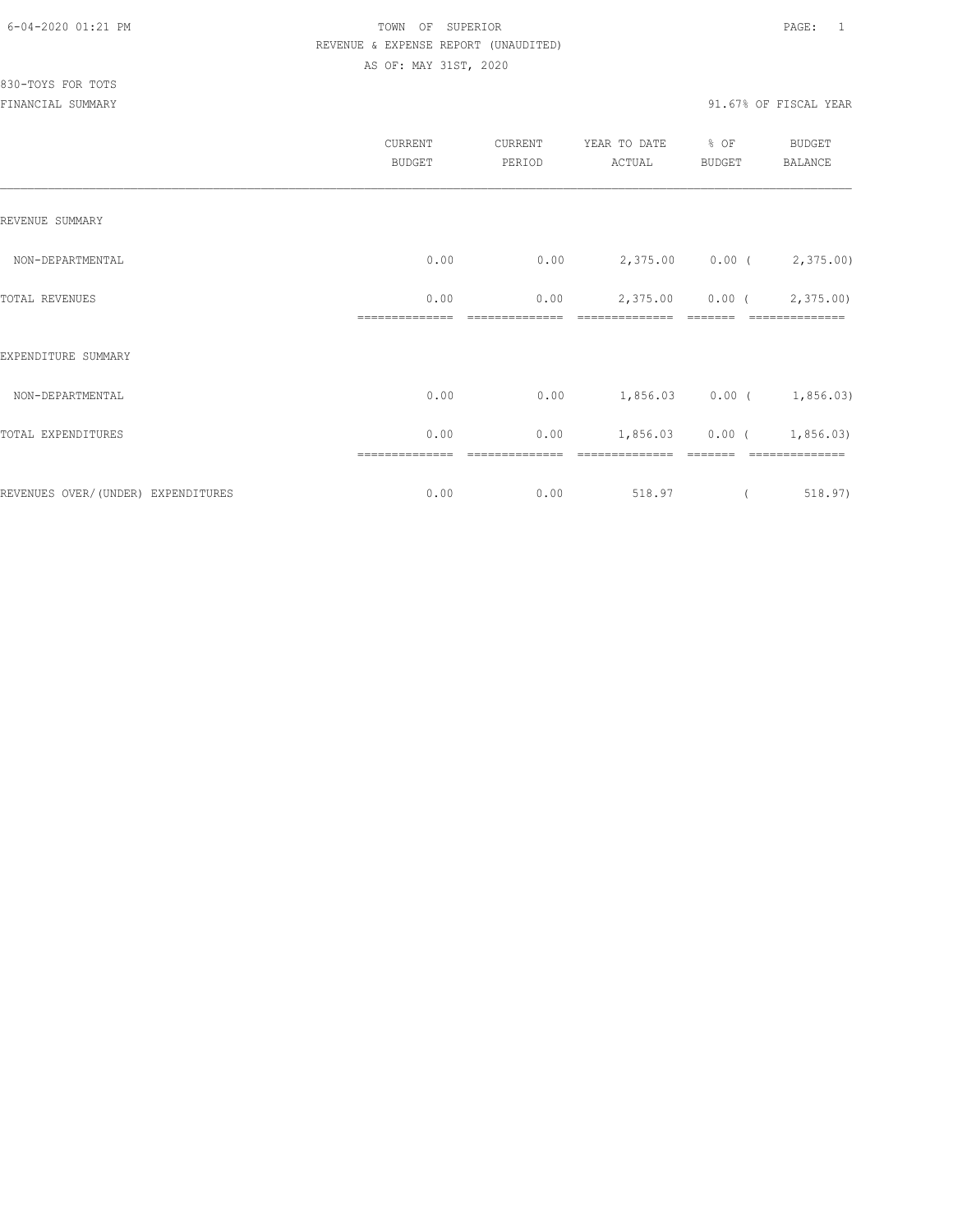6-04-2020 01:21 PM

# TOWN OF SUPERIOR

REVENUE & EXPENSE REPORT (UNAUDITED)

AS OF: MAY 31ST, 2020

830-TOYS FOR TOTS

FINANCIAL SUMMARY

91.67% OF FISCAL YEAR

| | CURRENT BUDGET | CURRENT PERIOD | YEAR TO DATE ACTUAL | % OF BUDGET | BUDGET BALANCE |
|---|---|---|---|---|---|
| REVENUE SUMMARY | | | | | |
| NON-DEPARTMENTAL | 0.00 | 0.00 | 2,375.00 | 0.00 | ( 2,375.00) |
| TOTAL REVENUES | 0.00 | 0.00 | 2,375.00 | 0.00 | ( 2,375.00) |
| EXPENDITURE SUMMARY | | | | | |
| NON-DEPARTMENTAL | 0.00 | 0.00 | 1,856.03 | 0.00 | ( 1,856.03) |
| TOTAL EXPENDITURES | 0.00 | 0.00 | 1,856.03 | 0.00 | ( 1,856.03) |
| REVENUES OVER/(UNDER) EXPENDITURES | 0.00 | 0.00 | 518.97 | | ( 518.97) |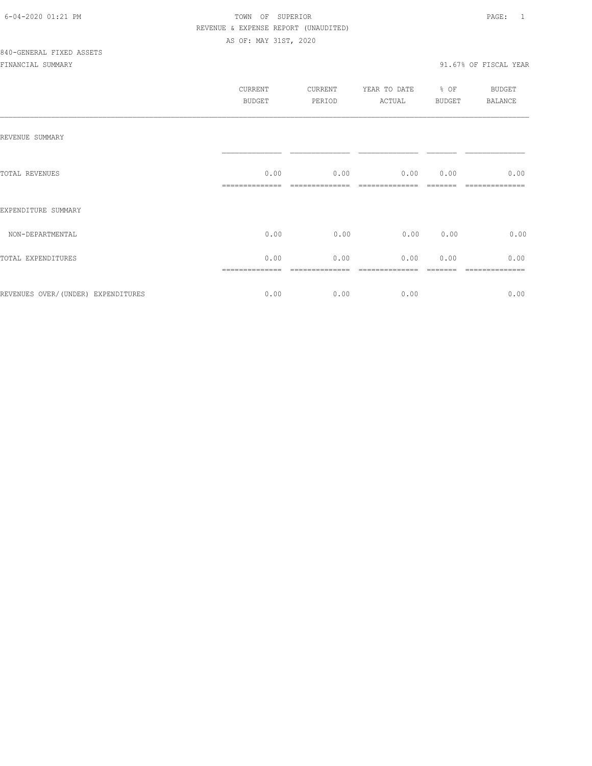TOWN OF SUPERIOR
REVENUE & EXPENSE REPORT (UNAUDITED)
AS OF: MAY 31ST, 2020

840-GENERAL FIXED ASSETS

FINANCIAL SUMMARY

91.67% OF FISCAL YEAR

| | CURRENT BUDGET | CURRENT PERIOD | YEAR TO DATE ACTUAL | % OF BUDGET | BUDGET BALANCE |
|---|---|---|---|---|---|
| REVENUE SUMMARY | | | | | |
| TOTAL REVENUES | 0.00 | 0.00 | 0.00 | 0.00 | 0.00 |
| EXPENDITURE SUMMARY | | | | | |
| NON-DEPARTMENTAL | 0.00 | 0.00 | 0.00 | 0.00 | 0.00 |
| TOTAL EXPENDITURES | 0.00 | 0.00 | 0.00 | 0.00 | 0.00 |
| REVENUES OVER/(UNDER) EXPENDITURES | 0.00 | 0.00 | 0.00 | | 0.00 |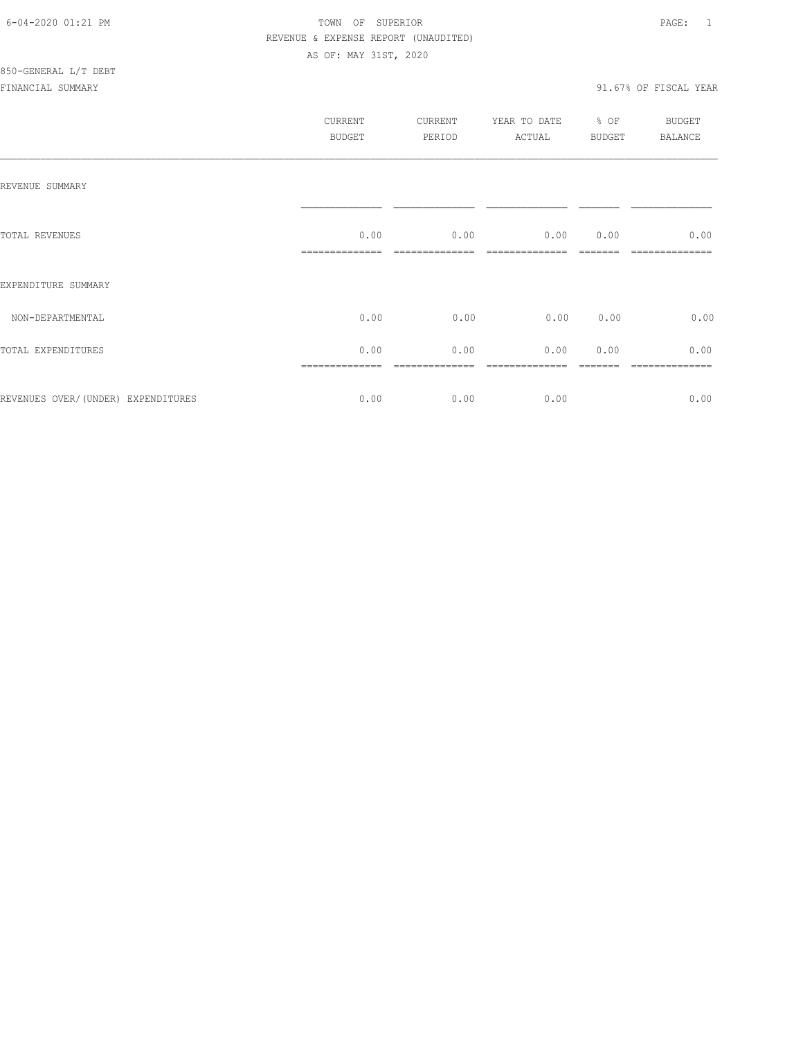6-04-2020 01:21 PM TOWN OF SUPERIOR

REVENUE & EXPENSE REPORT (UNAUDITED)

AS OF: MAY 31ST, 2020

850-GENERAL L/T DEBT

FINANCIAL SUMMARY 91.67% OF FISCAL YEAR

| | CURRENT BUDGET | CURRENT PERIOD | YEAR TO DATE ACTUAL | % OF BUDGET | BUDGET BALANCE |
|---|---|---|---|---|---|
| REVENUE SUMMARY | | | | | |
| TOTAL REVENUES | 0.00 | 0.00 | 0.00 | 0.00 | 0.00 |
| EXPENDITURE SUMMARY | | | | | |
| NON-DEPARTMENTAL | 0.00 | 0.00 | 0.00 | 0.00 | 0.00 |
| TOTAL EXPENDITURES | 0.00 | 0.00 | 0.00 | 0.00 | 0.00 |
| REVENUES OVER/(UNDER) EXPENDITURES | 0.00 | 0.00 | 0.00 | | 0.00 |